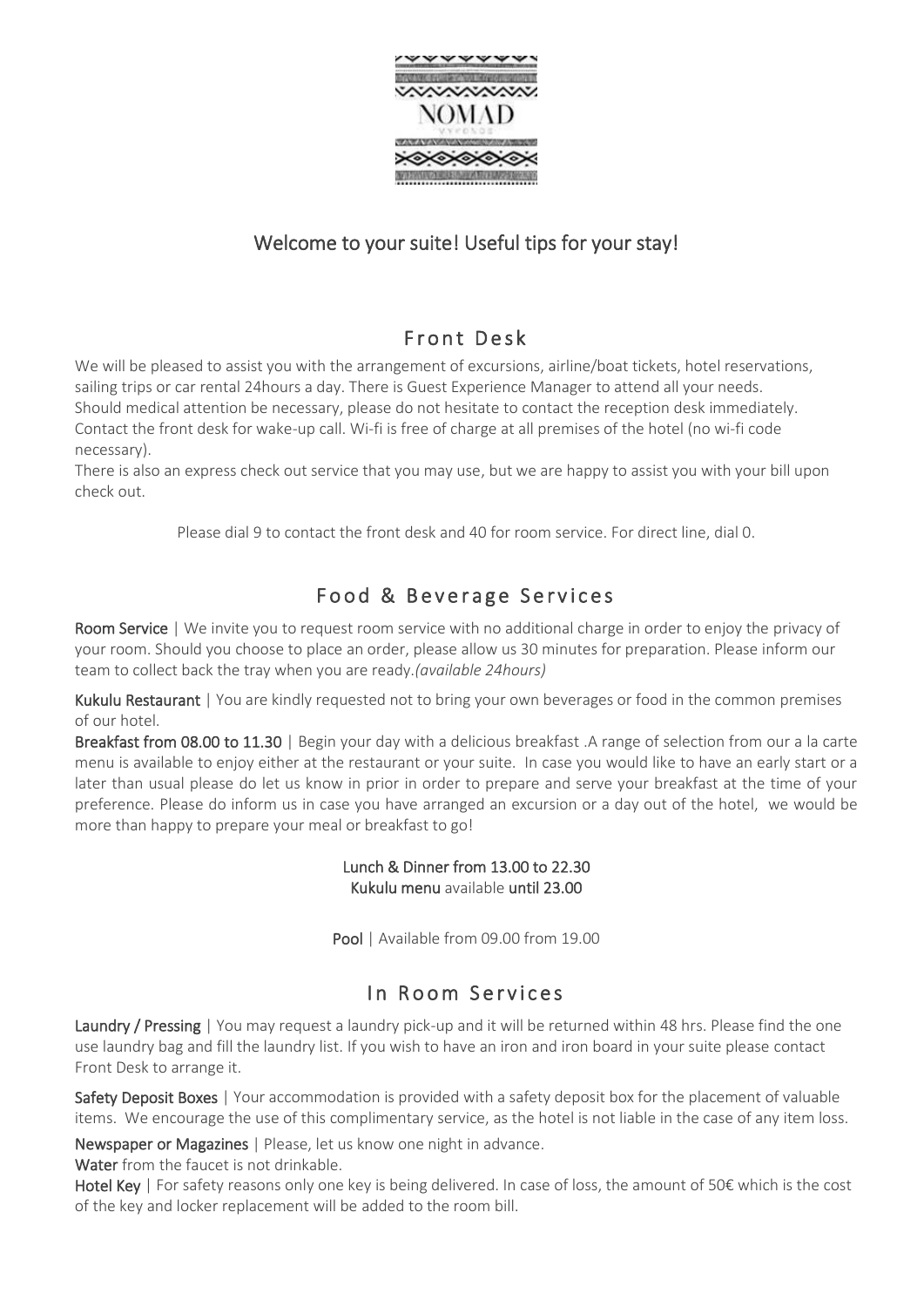NOMAD

MYKONOS

## Welcome to your suite! Useful tips for your stay!

## Front Desk

We will be pleased to assist you with the arrangement of excursions, airline/boat tickets, hotel reservations, sailing trips or car rental 24hours a day. There is Guest Experience Manager to attend all your needs.
Should medical attention be necessary, please do not hesitate to contact the reception desk immediately.
Contact the front desk for wake-up call. Wi-fi is free of charge at all premises of the hotel (no wi-fi code necessary).
There is also an express check out service that you may use, but we are happy to assist you with your bill upon check out.

Please dial 9 to contact the front desk and 40 for room service. For direct line, dial 0.

## Food & Beverage Services

**Room Service** | We invite you to request room service with no additional charge in order to enjoy the privacy of your room. Should you choose to place an order, please allow us 30 minutes for preparation. Please inform our team to collect back the tray when you are ready.*(available 24hours)*

**Kukulu Restaurant** | You are kindly requested not to bring your own beverages or food in the common premises of our hotel.
**Breakfast from 08.00 to 11.30** | Begin your day with a delicious breakfast .A range of selection from our a la carte menu is available to enjoy either at the restaurant or your suite. In case you would like to have an early start or a later than usual please do let us know in prior in order to prepare and serve your breakfast at the time of your preference. Please do inform us in case you have arranged an excursion or a day out of the hotel, we would be more than happy to prepare your meal or breakfast to go!

**Lunch & Dinner from 13.00 to 22.30**
**Kukulu menu** available **until 23.00**

**Pool** | Available from 09.00 from 19.00

## In Room Services

**Laundry / Pressing** | You may request a laundry pick-up and it will be returned within 48 hrs. Please find the one use laundry bag and fill the laundry list. If you wish to have an iron and iron board in your suite please contact Front Desk to arrange it.

**Safety Deposit Boxes** | Your accommodation is provided with a safety deposit box for the placement of valuable items. We encourage the use of this complimentary service, as the hotel is not liable in the case of any item loss.

**Newspaper or Magazines** | Please, let us know one night in advance.
**Water** from the faucet is not drinkable.
**Hotel Key** | For safety reasons only one key is being delivered. In case of loss, the amount of 50€ which is the cost of the key and locker replacement will be added to the room bill.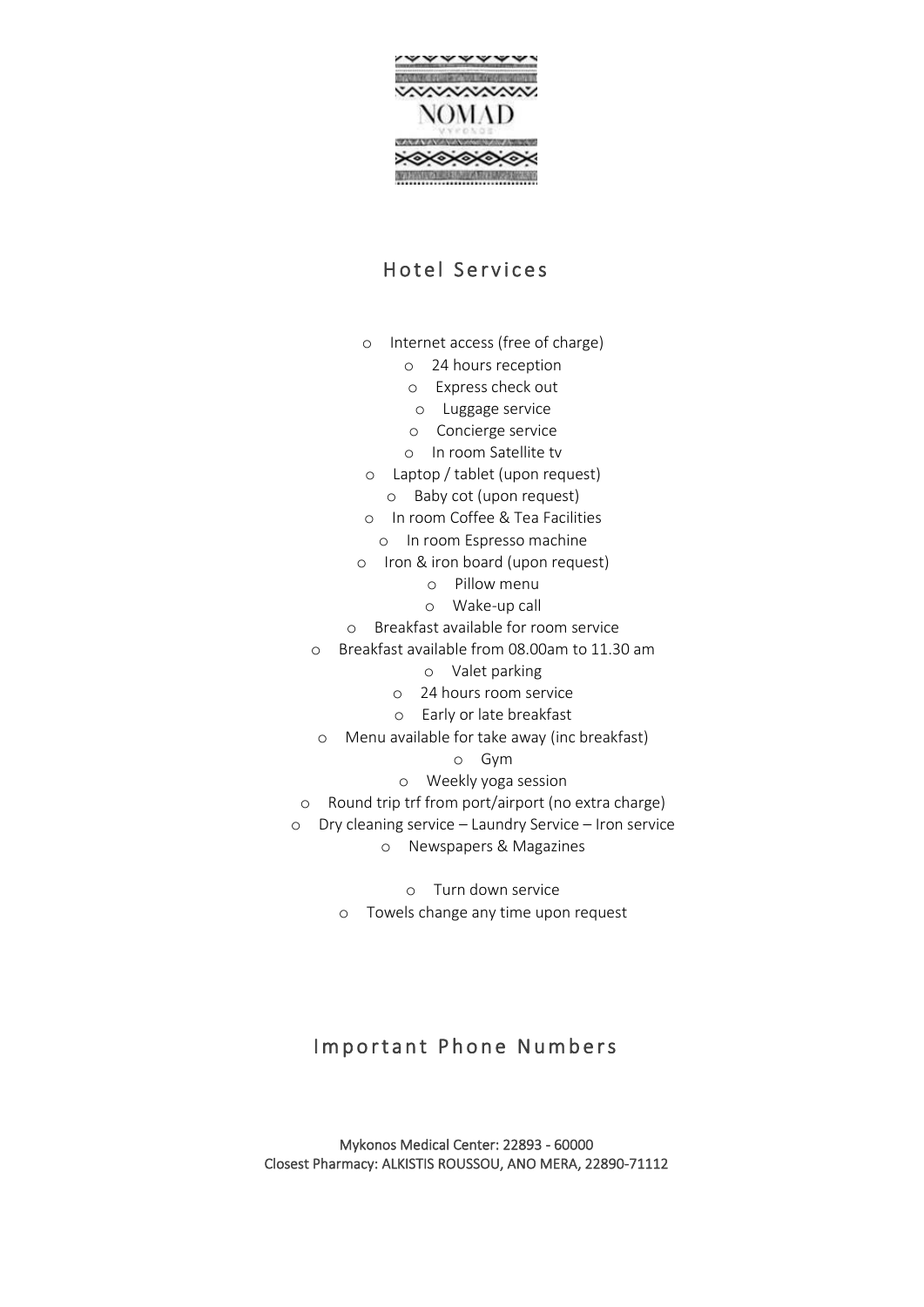NOMAD

MYKONOS

## Hotel Services

- Internet access (free of charge)
- 24 hours reception
- Express check out
- Luggage service
- Concierge service
- In room Satellite tv
- Laptop / tablet (upon request)
- Baby cot (upon request)
- In room Coffee & Tea Facilities
- In room Espresso machine
- Iron & iron board (upon request)
- Pillow menu
- Wake-up call
- Breakfast available for room service
- Breakfast available from 08.00am to 11.30 am
- Valet parking
- 24 hours room service
- Early or late breakfast
- Menu available for take away (inc breakfast)
- Gym
- Weekly yoga session
- Round trip trf from port/airport (no extra charge)
- Dry cleaning service – Laundry Service – Iron service
- Newspapers & Magazines
- Turn down service
- Towels change any time upon request

## Important Phone Numbers

Mykonos Medical Center: 22893 - 60000
Closest Pharmacy: ALKISTIS ROUSSOU, ANO MERA, 22890-71112